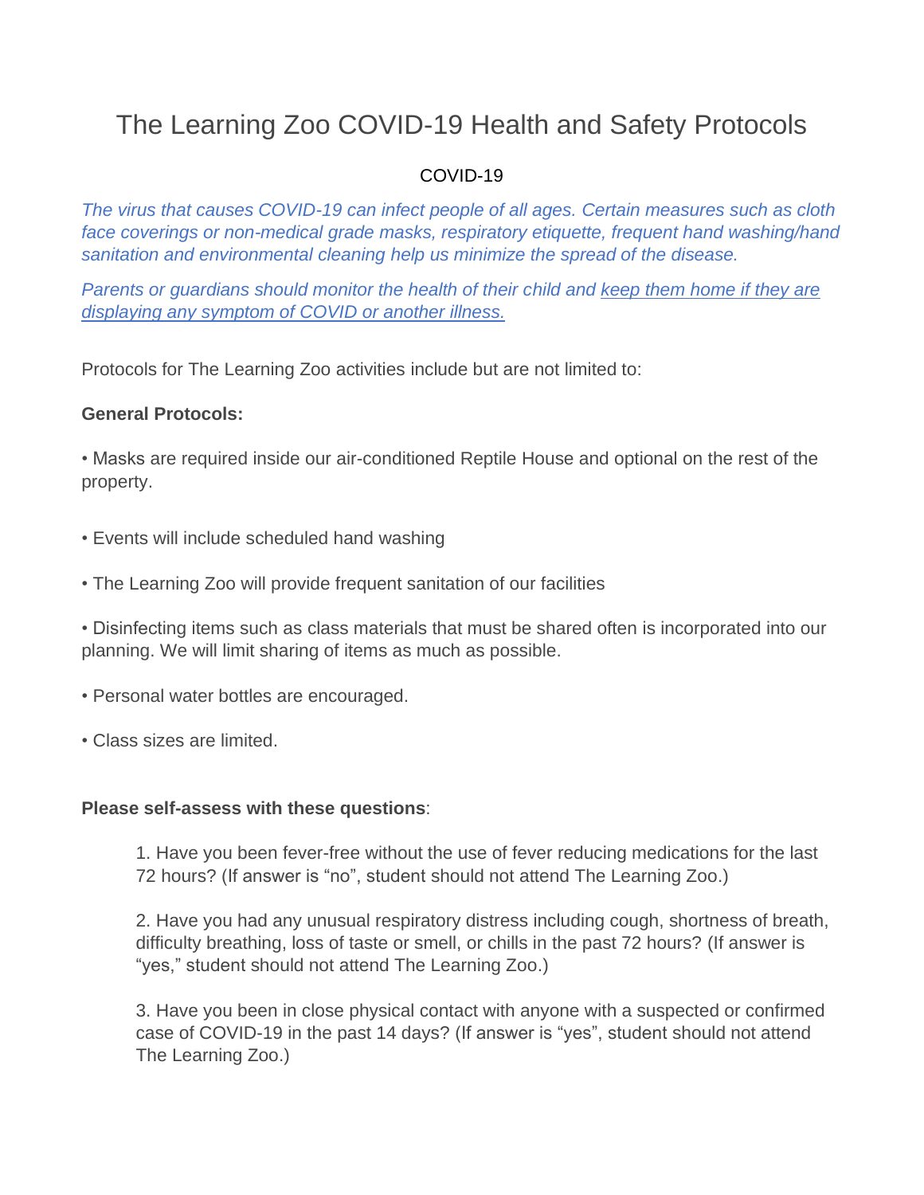# The Learning Zoo COVID-19 Health and Safety Protocols

COVID-19

*The virus that causes COVID-19 can infect people of all ages. Certain measures such as cloth face coverings or non-medical grade masks, respiratory etiquette, frequent hand washing/hand sanitation and environmental cleaning help us minimize the spread of the disease.*

*Parents or guardians should monitor the health of their child and keep them home if they are displaying any symptom of COVID or another illness.*

Protocols for The Learning Zoo activities include but are not limited to:

**General Protocols:**

• Masks are required inside our air-conditioned Reptile House and optional on the rest of the property.

• Events will include scheduled hand washing

• The Learning Zoo will provide frequent sanitation of our facilities

• Disinfecting items such as class materials that must be shared often is incorporated into our planning. We will limit sharing of items as much as possible.

• Personal water bottles are encouraged.

• Class sizes are limited.

**Please self-assess with these questions**:

1. Have you been fever-free without the use of fever reducing medications for the last 72 hours? (If answer is "no", student should not attend The Learning Zoo.)

2. Have you had any unusual respiratory distress including cough, shortness of breath, difficulty breathing, loss of taste or smell, or chills in the past 72 hours? (If answer is "yes," student should not attend The Learning Zoo.)

3. Have you been in close physical contact with anyone with a suspected or confirmed case of COVID-19 in the past 14 days? (If answer is "yes", student should not attend The Learning Zoo.)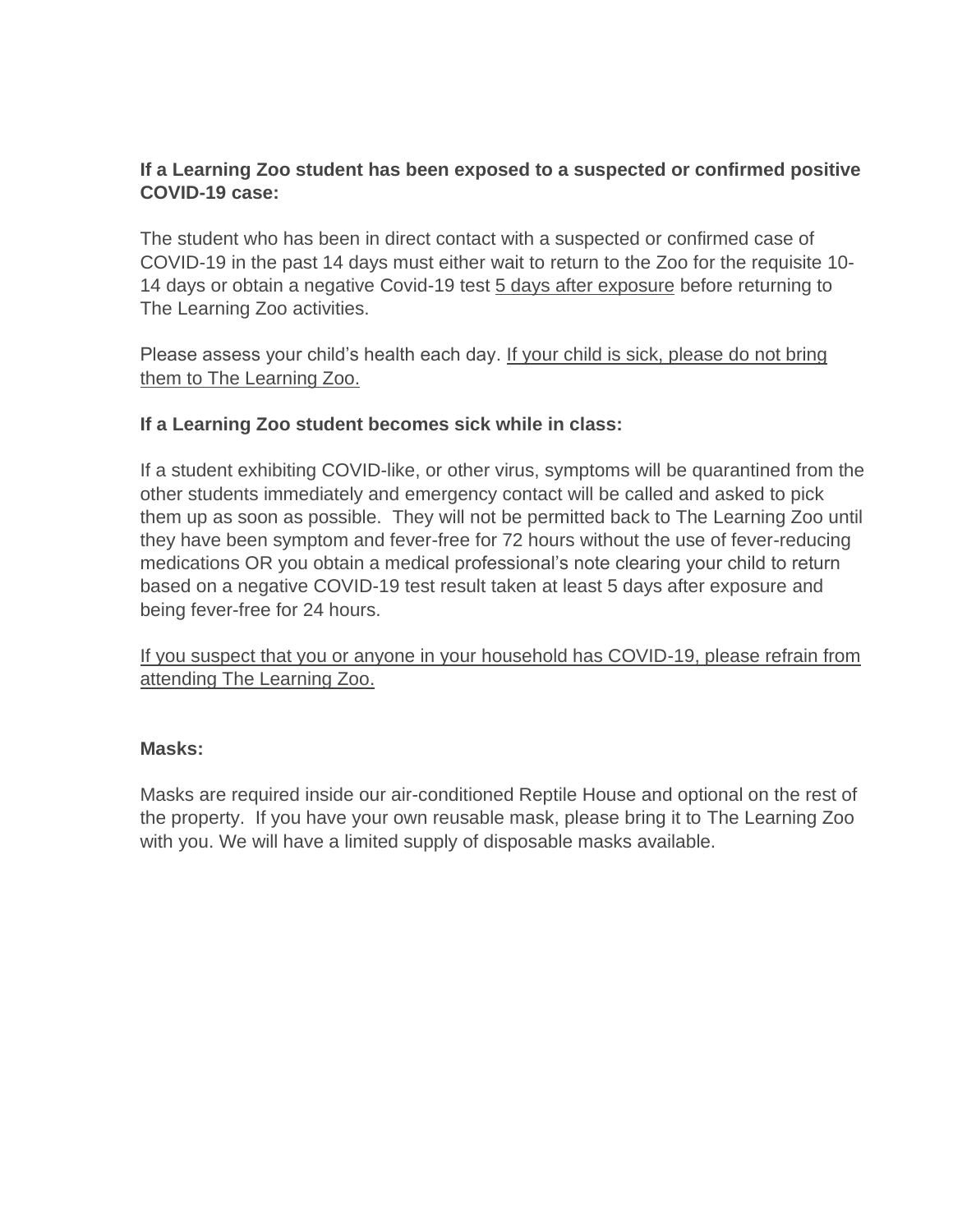**If a Learning Zoo student has been exposed to a suspected or confirmed positive COVID-19 case:**

The student who has been in direct contact with a suspected or confirmed case of COVID-19 in the past 14 days must either wait to return to the Zoo for the requisite 10-14 days or obtain a negative Covid-19 test <u>5 days after exposure</u> before returning to The Learning Zoo activities.

Please assess your child's health each day. <u>If your child is sick, please do not bring them to The Learning Zoo.</u>

**If a Learning Zoo student becomes sick while in class:**

If a student exhibiting COVID-like, or other virus, symptoms will be quarantined from the other students immediately and emergency contact will be called and asked to pick them up as soon as possible. They will not be permitted back to The Learning Zoo until they have been symptom and fever-free for 72 hours without the use of fever-reducing medications OR you obtain a medical professional's note clearing your child to return based on a negative COVID-19 test result taken at least 5 days after exposure and being fever-free for 24 hours.

<u>If you suspect that you or anyone in your household has COVID-19, please refrain from attending The Learning Zoo.</u>

**Masks:**

Masks are required inside our air-conditioned Reptile House and optional on the rest of the property. If you have your own reusable mask, please bring it to The Learning Zoo with you. We will have a limited supply of disposable masks available.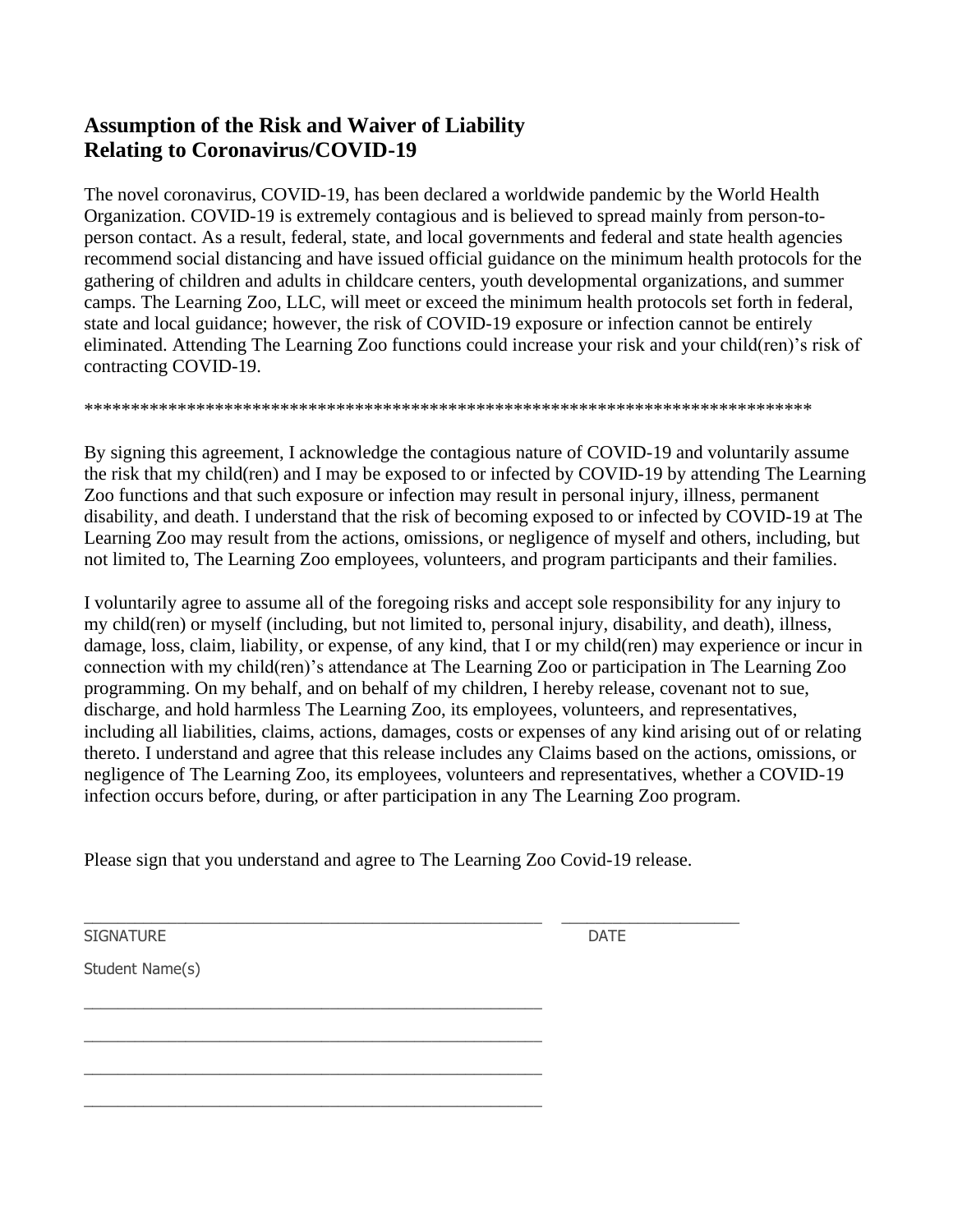## Assumption of the Risk and Waiver of Liability Relating to Coronavirus/COVID-19

The novel coronavirus, COVID-19, has been declared a worldwide pandemic by the World Health Organization. COVID-19 is extremely contagious and is believed to spread mainly from person-to-person contact. As a result, federal, state, and local governments and federal and state health agencies recommend social distancing and have issued official guidance on the minimum health protocols for the gathering of children and adults in childcare centers, youth developmental organizations, and summer camps. The Learning Zoo, LLC, will meet or exceed the minimum health protocols set forth in federal, state and local guidance; however, the risk of COVID-19 exposure or infection cannot be entirely eliminated. Attending The Learning Zoo functions could increase your risk and your child(ren)'s risk of contracting COVID-19.

*******************************************************************************

By signing this agreement, I acknowledge the contagious nature of COVID-19 and voluntarily assume the risk that my child(ren) and I may be exposed to or infected by COVID-19 by attending The Learning Zoo functions and that such exposure or infection may result in personal injury, illness, permanent disability, and death. I understand that the risk of becoming exposed to or infected by COVID-19 at The Learning Zoo may result from the actions, omissions, or negligence of myself and others, including, but not limited to, The Learning Zoo employees, volunteers, and program participants and their families.

I voluntarily agree to assume all of the foregoing risks and accept sole responsibility for any injury to my child(ren) or myself (including, but not limited to, personal injury, disability, and death), illness, damage, loss, claim, liability, or expense, of any kind, that I or my child(ren) may experience or incur in connection with my child(ren)'s attendance at The Learning Zoo or participation in The Learning Zoo programming. On my behalf, and on behalf of my children, I hereby release, covenant not to sue, discharge, and hold harmless The Learning Zoo, its employees, volunteers, and representatives, including all liabilities, claims, actions, damages, costs or expenses of any kind arising out of or relating thereto. I understand and agree that this release includes any Claims based on the actions, omissions, or negligence of The Learning Zoo, its employees, volunteers and representatives, whether a COVID-19 infection occurs before, during, or after participation in any The Learning Zoo program.

Please sign that you understand and agree to The Learning Zoo Covid-19 release.

_____________________________________________________ ____________________

SIGNATURE DATE

Student Name(s)

_____________________________________________________

_____________________________________________________

_____________________________________________________

_____________________________________________________